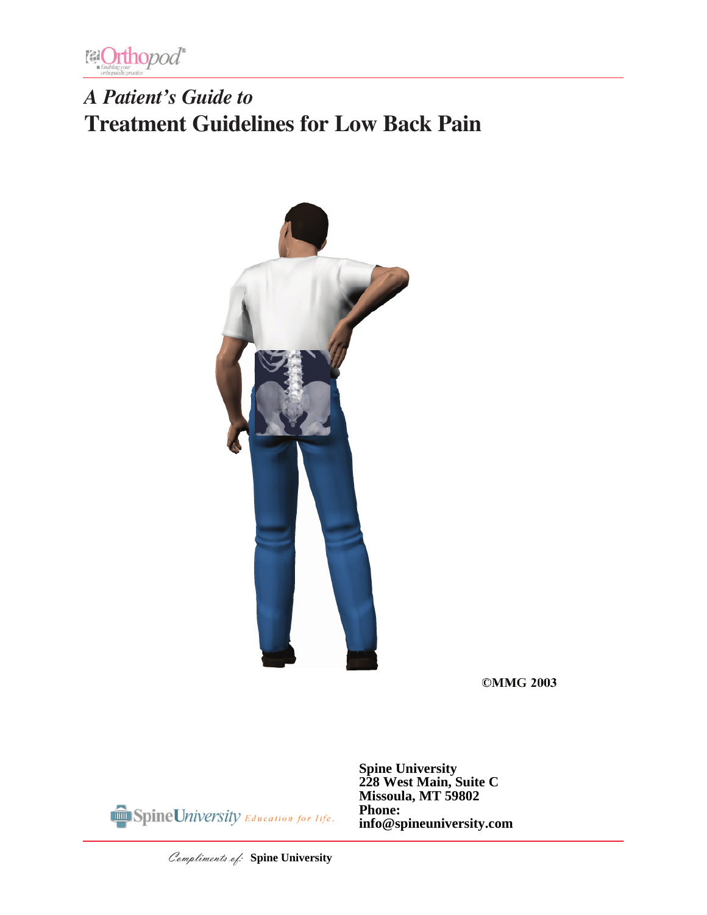*A Patient's Guide to*

# Treatment Guidelines for Low Back Pain

**©MMG 2003**

**Spine University**
**228 West Main, Suite C**
**Missoula, MT 59802**
**Phone:**
**info@spineuniversity.com**

*Compliments of:* **Spine University**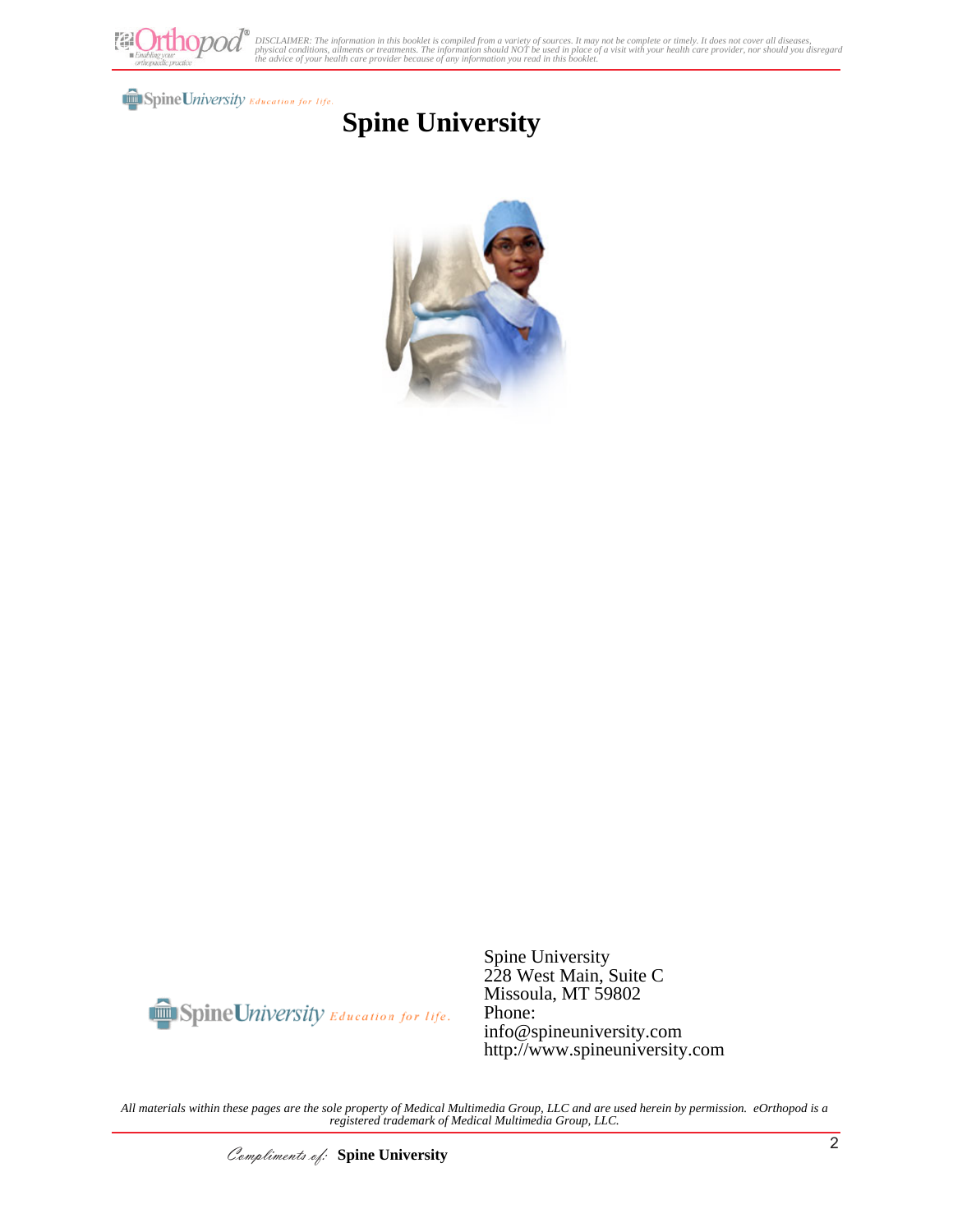# Spine University

Spine University
228 West Main, Suite C
Missoula, MT 59802
Phone:
info@spineuniversity.com
http://www.spineuniversity.com

*All materials within these pages are the sole property of Medical Multimedia Group, LLC and are used herein by permission. eOrthopod is a registered trademark of Medical Multimedia Group, LLC.*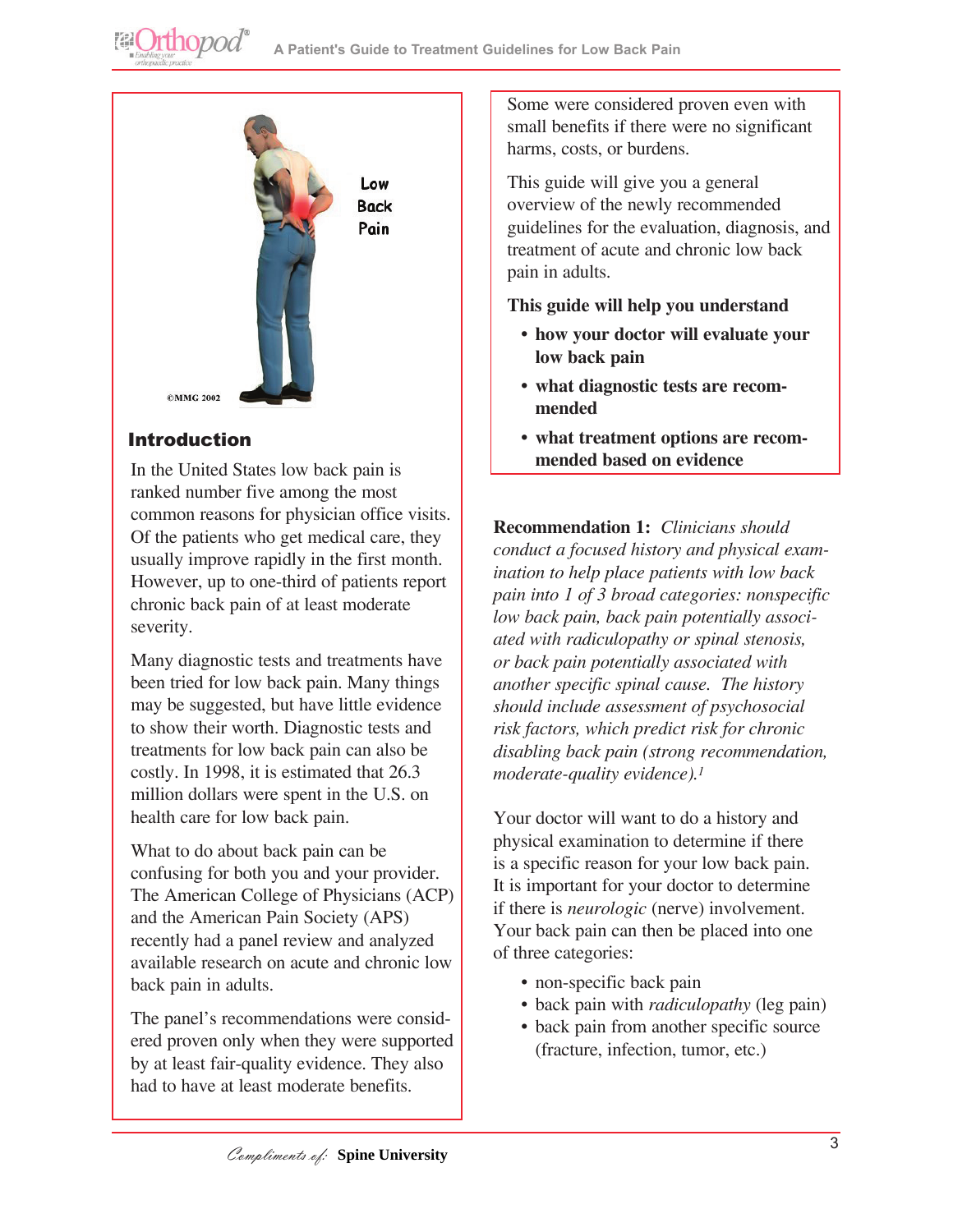## Introduction

In the United States low back pain is ranked number five among the most common reasons for physician office visits. Of the patients who get medical care, they usually improve rapidly in the first month. However, up to one-third of patients report chronic back pain of at least moderate severity.

Many diagnostic tests and treatments have been tried for low back pain. Many things may be suggested, but have little evidence to show their worth. Diagnostic tests and treatments for low back pain can also be costly. In 1998, it is estimated that 26.3 million dollars were spent in the U.S. on health care for low back pain.

What to do about back pain can be confusing for both you and your provider. The American College of Physicians (ACP) and the American Pain Society (APS) recently had a panel review and analyzed available research on acute and chronic low back pain in adults.

The panel's recommendations were considered proven only when they were supported by at least fair-quality evidence. They also had to have at least moderate benefits. Some were considered proven even with small benefits if there were no significant harms, costs, or burdens.

This guide will give you a general overview of the newly recommended guidelines for the evaluation, diagnosis, and treatment of acute and chronic low back pain in adults.

**This guide will help you understand**

- **how your doctor will evaluate your low back pain**
- **what diagnostic tests are recommended**
- **what treatment options are recommended based on evidence**

**Recommendation 1:** *Clinicians should conduct a focused history and physical examination to help place patients with low back pain into 1 of 3 broad categories: nonspecific low back pain, back pain potentially associated with radiculopathy or spinal stenosis, or back pain potentially associated with another specific spinal cause. The history should include assessment of psychosocial risk factors, which predict risk for chronic disabling back pain (strong recommendation, moderate-quality evidence).*[1]

Your doctor will want to do a history and physical examination to determine if there is a specific reason for your low back pain. It is important for your doctor to determine if there is *neurologic* (nerve) involvement. Your back pain can then be placed into one of three categories:

- non-specific back pain
- back pain with *radiculopathy* (leg pain)
- back pain from another specific source (fracture, infection, tumor, etc.)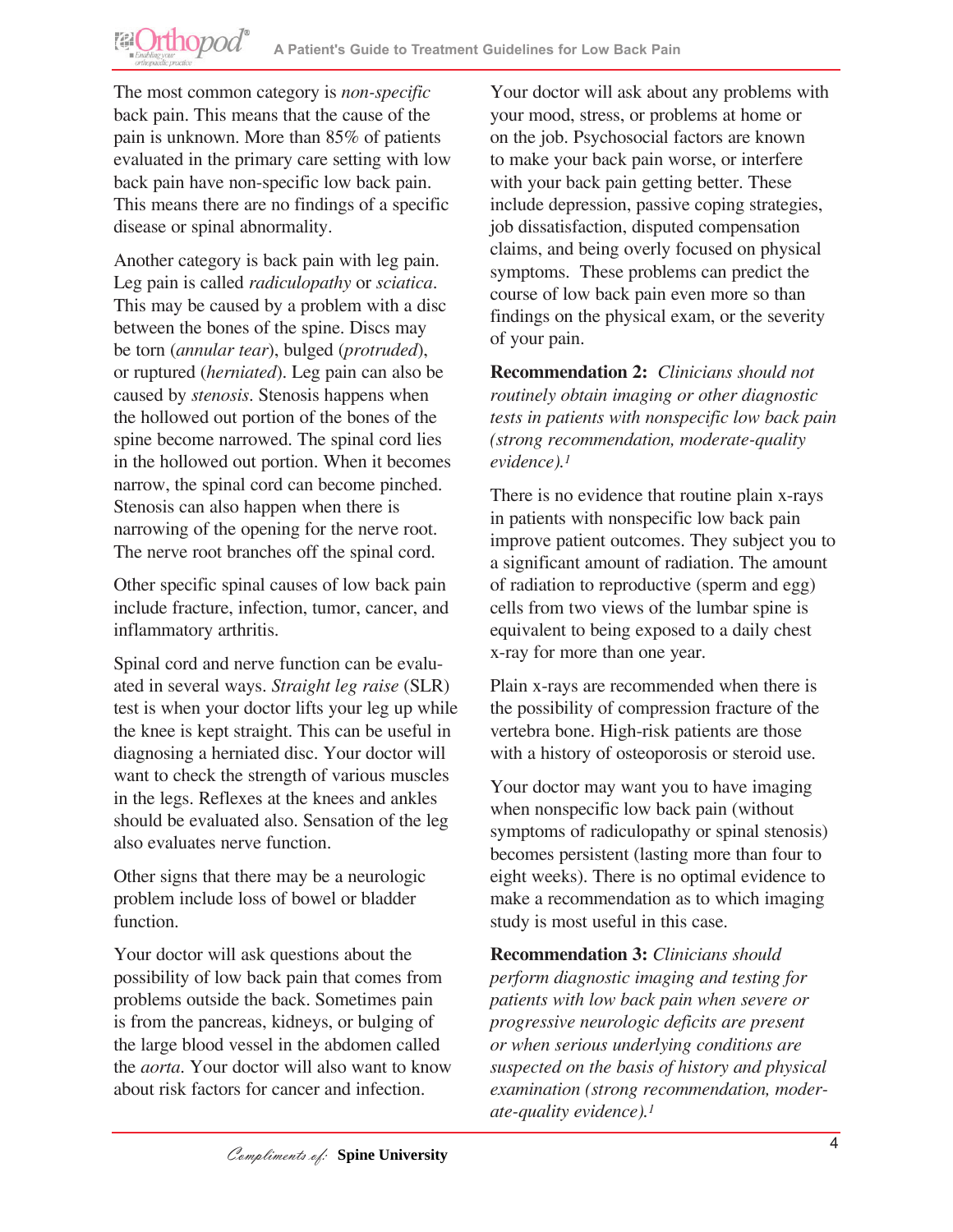The most common category is *non-specific* back pain. This means that the cause of the pain is unknown. More than 85% of patients evaluated in the primary care setting with low back pain have non-specific low back pain. This means there are no findings of a specific disease or spinal abnormality.

Another category is back pain with leg pain. Leg pain is called *radiculopathy* or *sciatica*. This may be caused by a problem with a disc between the bones of the spine. Discs may be torn (*annular tear*), bulged (*protruded*), or ruptured (*herniated*). Leg pain can also be caused by *stenosis*. Stenosis happens when the hollowed out portion of the bones of the spine become narrowed. The spinal cord lies in the hollowed out portion. When it becomes narrow, the spinal cord can become pinched. Stenosis can also happen when there is narrowing of the opening for the nerve root. The nerve root branches off the spinal cord.

Other specific spinal causes of low back pain include fracture, infection, tumor, cancer, and inflammatory arthritis.

Spinal cord and nerve function can be evaluated in several ways. *Straight leg raise* (SLR) test is when your doctor lifts your leg up while the knee is kept straight. This can be useful in diagnosing a herniated disc. Your doctor will want to check the strength of various muscles in the legs. Reflexes at the knees and ankles should be evaluated also. Sensation of the leg also evaluates nerve function.

Other signs that there may be a neurologic problem include loss of bowel or bladder function.

Your doctor will ask questions about the possibility of low back pain that comes from problems outside the back. Sometimes pain is from the pancreas, kidneys, or bulging of the large blood vessel in the abdomen called the *aorta*. Your doctor will also want to know about risk factors for cancer and infection.

Your doctor will ask about any problems with your mood, stress, or problems at home or on the job. Psychosocial factors are known to make your back pain worse, or interfere with your back pain getting better. These include depression, passive coping strategies, job dissatisfaction, disputed compensation claims, and being overly focused on physical symptoms. These problems can predict the course of low back pain even more so than findings on the physical exam, or the severity of your pain.

**Recommendation 2:** *Clinicians should not routinely obtain imaging or other diagnostic tests in patients with nonspecific low back pain (strong recommendation, moderate-quality evidence).*[1]

There is no evidence that routine plain x-rays in patients with nonspecific low back pain improve patient outcomes. They subject you to a significant amount of radiation. The amount of radiation to reproductive (sperm and egg) cells from two views of the lumbar spine is equivalent to being exposed to a daily chest x-ray for more than one year.

Plain x-rays are recommended when there is the possibility of compression fracture of the vertebra bone. High-risk patients are those with a history of osteoporosis or steroid use.

Your doctor may want you to have imaging when nonspecific low back pain (without symptoms of radiculopathy or spinal stenosis) becomes persistent (lasting more than four to eight weeks). There is no optimal evidence to make a recommendation as to which imaging study is most useful in this case.

**Recommendation 3:** *Clinicians should perform diagnostic imaging and testing for patients with low back pain when severe or progressive neurologic deficits are present or when serious underlying conditions are suspected on the basis of history and physical examination (strong recommendation, moderate-quality evidence).*[1]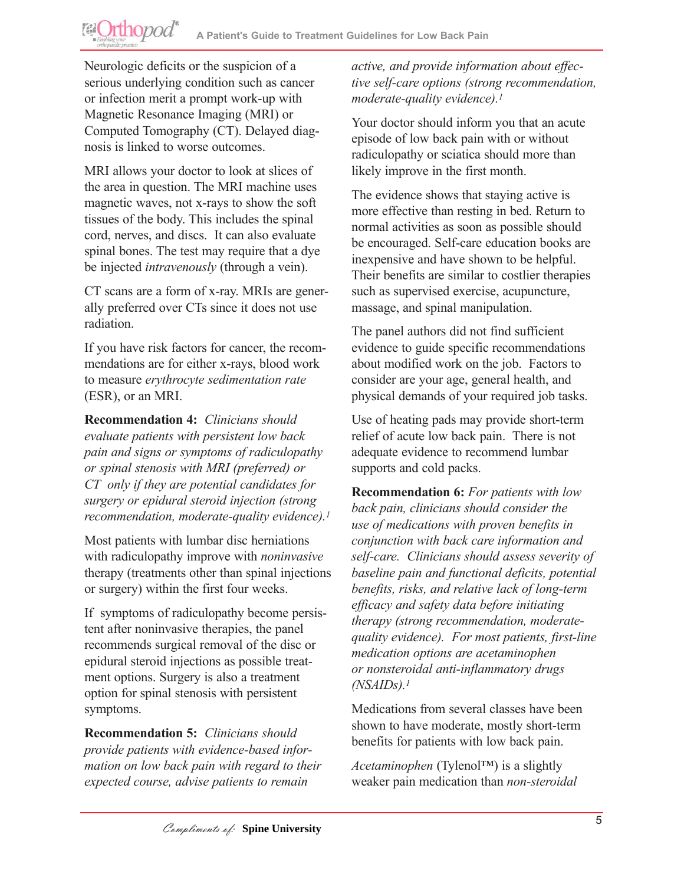Neurologic deficits or the suspicion of a serious underlying condition such as cancer or infection merit a prompt work-up with Magnetic Resonance Imaging (MRI) or Computed Tomography (CT). Delayed diagnosis is linked to worse outcomes.

MRI allows your doctor to look at slices of the area in question. The MRI machine uses magnetic waves, not x-rays to show the soft tissues of the body. This includes the spinal cord, nerves, and discs. It can also evaluate spinal bones. The test may require that a dye be injected *intravenously* (through a vein).

CT scans are a form of x-ray. MRIs are generally preferred over CTs since it does not use radiation.

If you have risk factors for cancer, the recommendations are for either x-rays, blood work to measure *erythrocyte sedimentation rate* (ESR), or an MRI.

**Recommendation 4:** *Clinicians should evaluate patients with persistent low back pain and signs or symptoms of radiculopathy or spinal stenosis with MRI (preferred) or CT only if they are potential candidates for surgery or epidural steroid injection (strong recommendation, moderate-quality evidence).*[1]

Most patients with lumbar disc herniations with radiculopathy improve with *noninvasive* therapy (treatments other than spinal injections or surgery) within the first four weeks.

If symptoms of radiculopathy become persistent after noninvasive therapies, the panel recommends surgical removal of the disc or epidural steroid injections as possible treatment options. Surgery is also a treatment option for spinal stenosis with persistent symptoms.

**Recommendation 5:** *Clinicians should provide patients with evidence-based information on low back pain with regard to their expected course, advise patients to remain active, and provide information about effective self-care options (strong recommendation, moderate-quality evidence).*[1]

Your doctor should inform you that an acute episode of low back pain with or without radiculopathy or sciatica should more than likely improve in the first month.

The evidence shows that staying active is more effective than resting in bed. Return to normal activities as soon as possible should be encouraged. Self-care education books are inexpensive and have shown to be helpful. Their benefits are similar to costlier therapies such as supervised exercise, acupuncture, massage, and spinal manipulation.

The panel authors did not find sufficient evidence to guide specific recommendations about modified work on the job. Factors to consider are your age, general health, and physical demands of your required job tasks.

Use of heating pads may provide short-term relief of acute low back pain. There is not adequate evidence to recommend lumbar supports and cold packs.

**Recommendation 6:** *For patients with low back pain, clinicians should consider the use of medications with proven benefits in conjunction with back care information and self-care. Clinicians should assess severity of baseline pain and functional deficits, potential benefits, risks, and relative lack of long-term efficacy and safety data before initiating therapy (strong recommendation, moderate-quality evidence). For most patients, first-line medication options are acetaminophen or nonsteroidal anti-inflammatory drugs (NSAIDs).*[1]

Medications from several classes have been shown to have moderate, mostly short-term benefits for patients with low back pain.

*Acetaminophen* (Tylenol™) is a slightly weaker pain medication than *non-steroidal*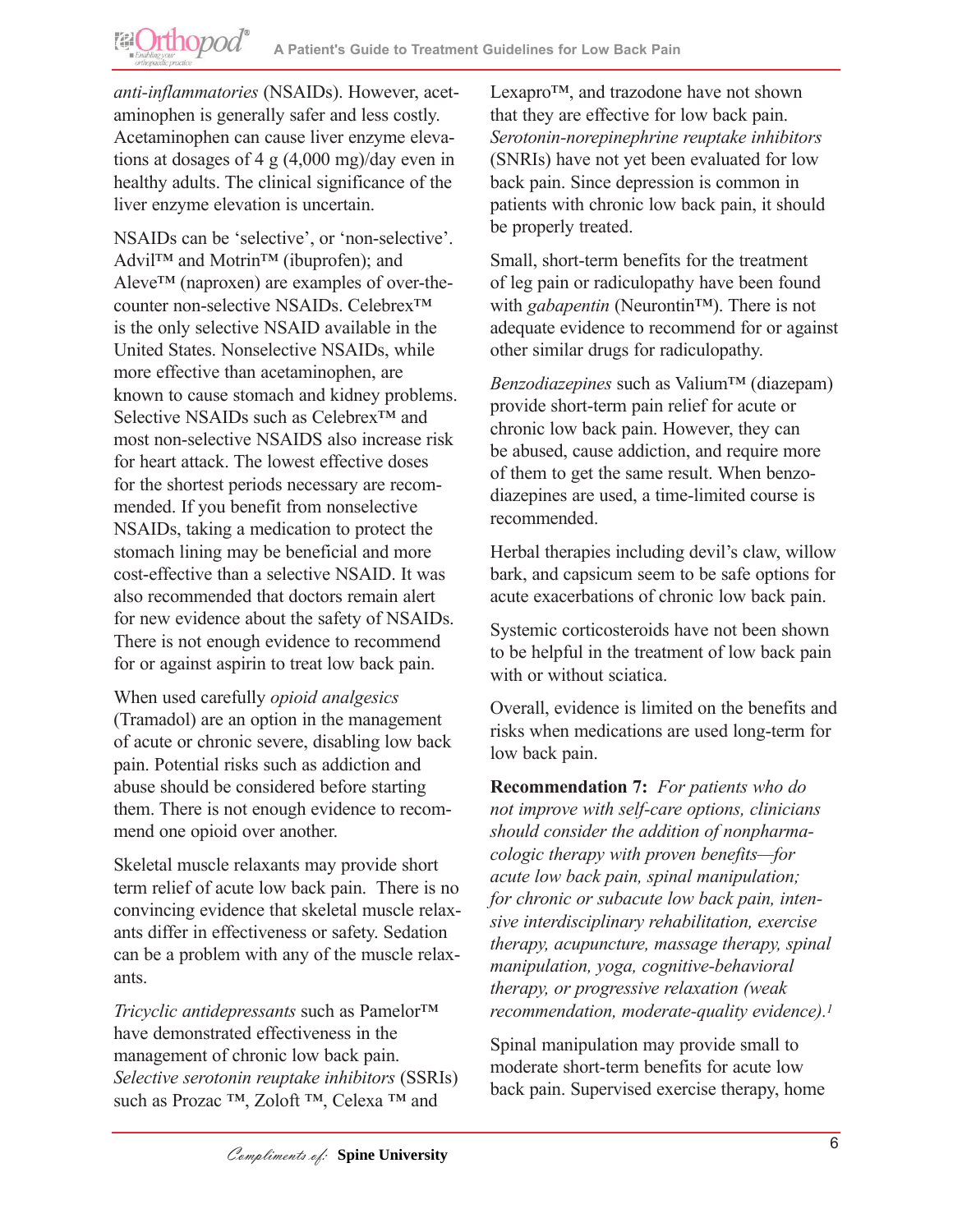*anti-inflammatories* (NSAIDs). However, acetaminophen is generally safer and less costly. Acetaminophen can cause liver enzyme elevations at dosages of 4 g (4,000 mg)/day even in healthy adults. The clinical significance of the liver enzyme elevation is uncertain.

NSAIDs can be 'selective', or 'non-selective'. Advil™ and Motrin™ (ibuprofen); and Aleve™ (naproxen) are examples of over-the-counter non-selective NSAIDs. Celebrex™ is the only selective NSAID available in the United States. Nonselective NSAIDs, while more effective than acetaminophen, are known to cause stomach and kidney problems. Selective NSAIDs such as Celebrex™ and most non-selective NSAIDS also increase risk for heart attack. The lowest effective doses for the shortest periods necessary are recommended. If you benefit from nonselective NSAIDs, taking a medication to protect the stomach lining may be beneficial and more cost-effective than a selective NSAID. It was also recommended that doctors remain alert for new evidence about the safety of NSAIDs. There is not enough evidence to recommend for or against aspirin to treat low back pain.

When used carefully *opioid analgesics* (Tramadol) are an option in the management of acute or chronic severe, disabling low back pain. Potential risks such as addiction and abuse should be considered before starting them. There is not enough evidence to recommend one opioid over another.

Skeletal muscle relaxants may provide short term relief of acute low back pain. There is no convincing evidence that skeletal muscle relaxants differ in effectiveness or safety. Sedation can be a problem with any of the muscle relaxants.

*Tricyclic antidepressants* such as Pamelor™ have demonstrated effectiveness in the management of chronic low back pain. *Selective serotonin reuptake inhibitors* (SSRIs) such as Prozac ™, Zoloft ™, Celexa ™ and Lexapro™, and trazodone have not shown that they are effective for low back pain. *Serotonin-norepinephrine reuptake inhibitors* (SNRIs) have not yet been evaluated for low back pain. Since depression is common in patients with chronic low back pain, it should be properly treated.

Small, short-term benefits for the treatment of leg pain or radiculopathy have been found with *gabapentin* (Neurontin™). There is not adequate evidence to recommend for or against other similar drugs for radiculopathy.

*Benzodiazepines* such as Valium™ (diazepam) provide short-term pain relief for acute or chronic low back pain. However, they can be abused, cause addiction, and require more of them to get the same result. When benzodiazepines are used, a time-limited course is recommended.

Herbal therapies including devil's claw, willow bark, and capsicum seem to be safe options for acute exacerbations of chronic low back pain.

Systemic corticosteroids have not been shown to be helpful in the treatment of low back pain with or without sciatica.

Overall, evidence is limited on the benefits and risks when medications are used long-term for low back pain.

**Recommendation 7:** *For patients who do not improve with self-care options, clinicians should consider the addition of nonpharmacologic therapy with proven benefits—for acute low back pain, spinal manipulation; for chronic or subacute low back pain, intensive interdisciplinary rehabilitation, exercise therapy, acupuncture, massage therapy, spinal manipulation, yoga, cognitive-behavioral therapy, or progressive relaxation (weak recommendation, moderate-quality evidence).*[1]

Spinal manipulation may provide small to moderate short-term benefits for acute low back pain. Supervised exercise therapy, home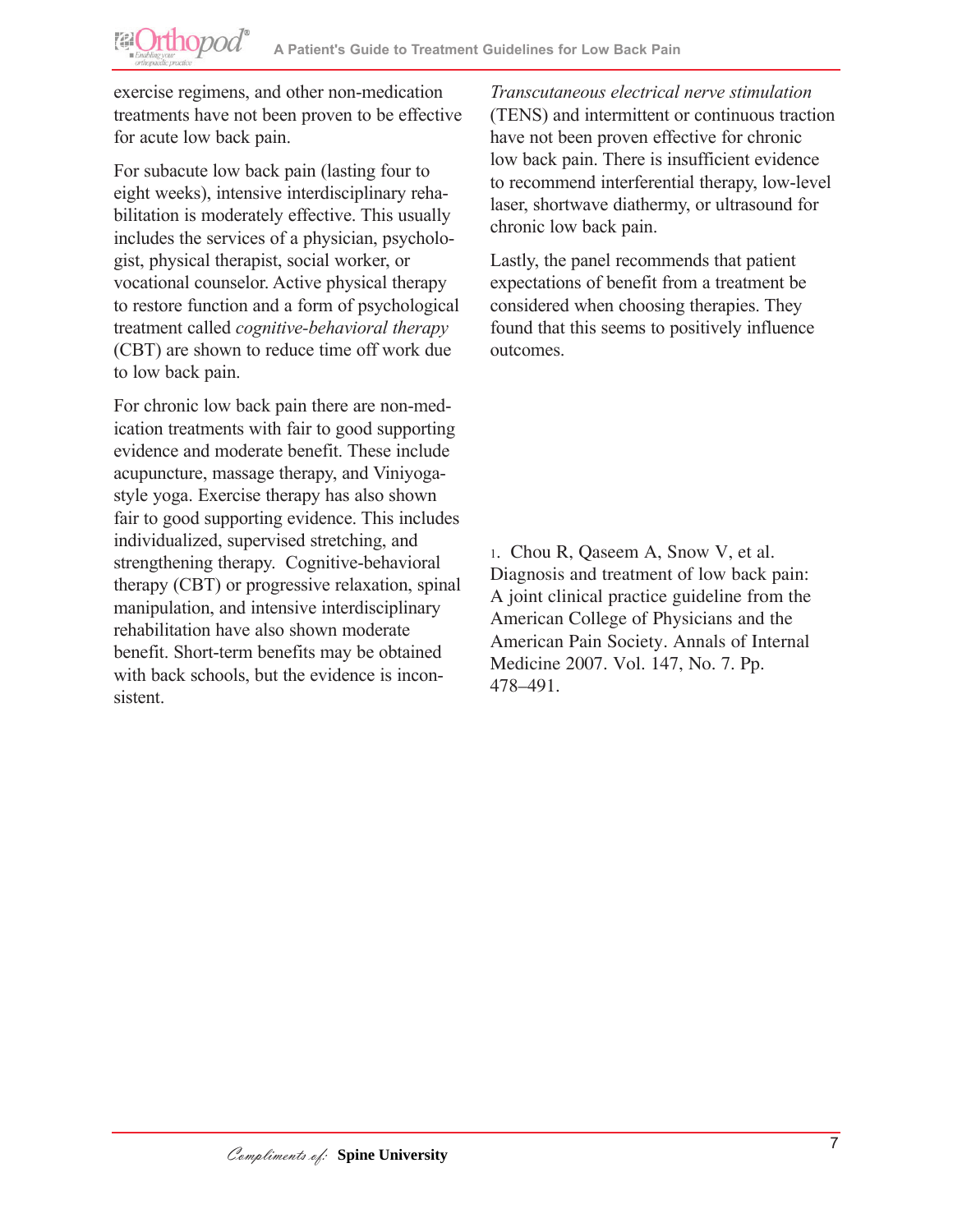exercise regimens, and other non-medication treatments have not been proven to be effective for acute low back pain.

For subacute low back pain (lasting four to eight weeks), intensive interdisciplinary rehabilitation is moderately effective. This usually includes the services of a physician, psychologist, physical therapist, social worker, or vocational counselor. Active physical therapy to restore function and a form of psychological treatment called *cognitive-behavioral therapy* (CBT) are shown to reduce time off work due to low back pain.

For chronic low back pain there are non-medication treatments with fair to good supporting evidence and moderate benefit. These include acupuncture, massage therapy, and Viniyoga-style yoga. Exercise therapy has also shown fair to good supporting evidence. This includes individualized, supervised stretching, and strengthening therapy. Cognitive-behavioral therapy (CBT) or progressive relaxation, spinal manipulation, and intensive interdisciplinary rehabilitation have also shown moderate benefit. Short-term benefits may be obtained with back schools, but the evidence is inconsistent.

*Transcutaneous electrical nerve stimulation* (TENS) and intermittent or continuous traction have not been proven effective for chronic low back pain. There is insufficient evidence to recommend interferential therapy, low-level laser, shortwave diathermy, or ultrasound for chronic low back pain.

Lastly, the panel recommends that patient expectations of benefit from a treatment be considered when choosing therapies. They found that this seems to positively influence outcomes.

1. Chou R, Qaseem A, Snow V, et al. Diagnosis and treatment of low back pain: A joint clinical practice guideline from the American College of Physicians and the American Pain Society. Annals of Internal Medicine 2007. Vol. 147, No. 7. Pp. 478–491.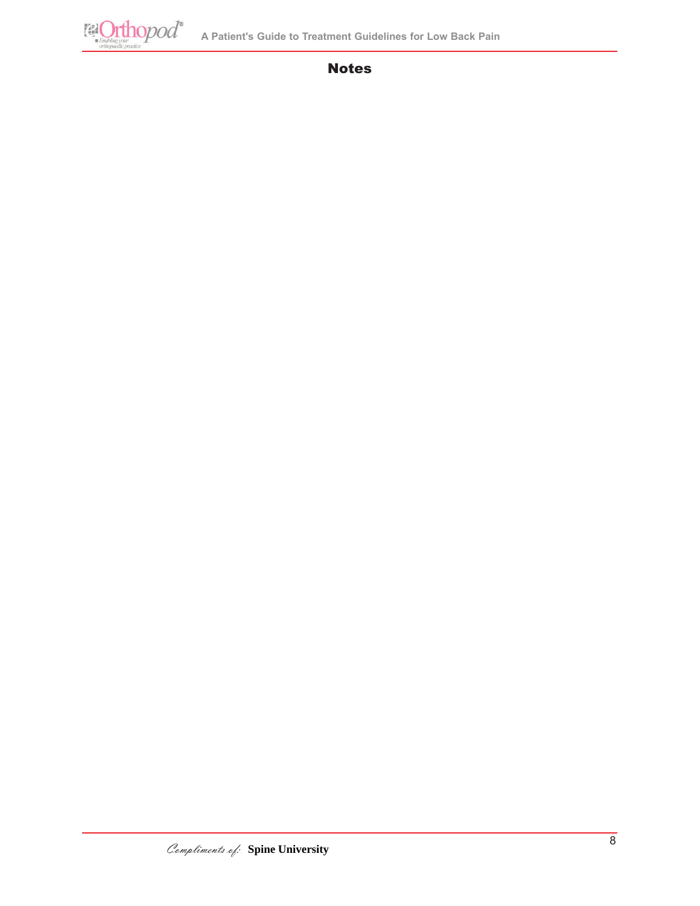## Notes